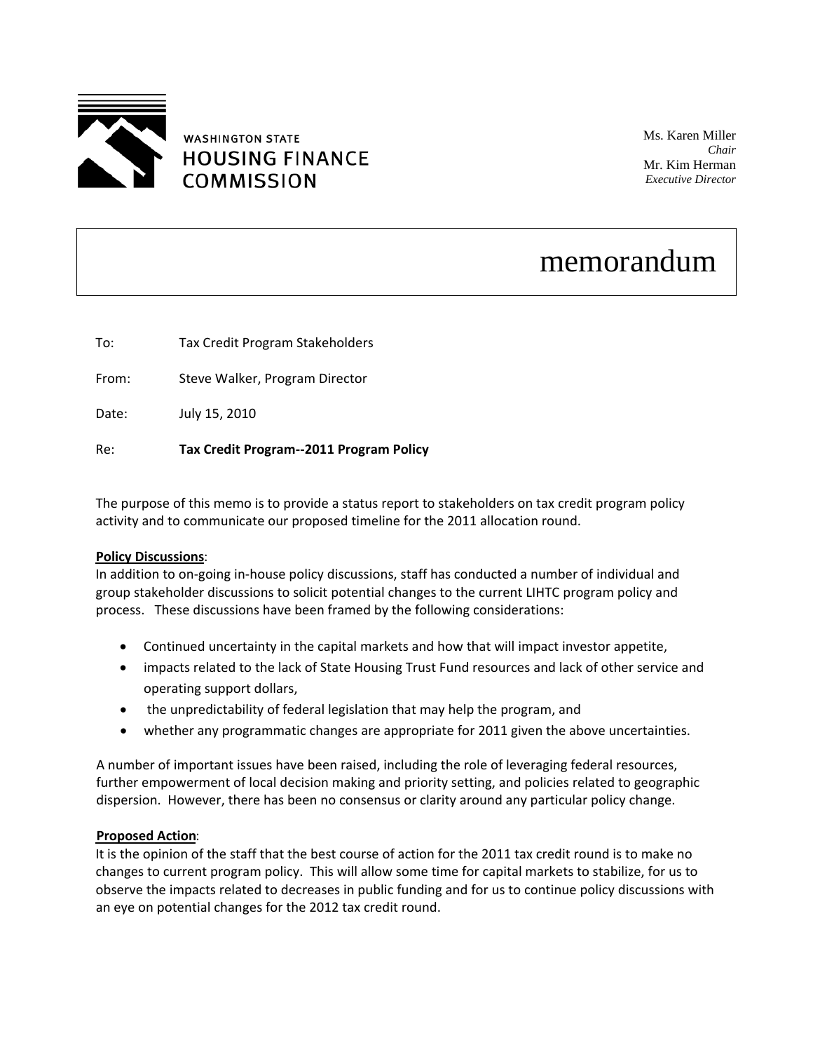WASHINGTON STATE
HOUSING FINANCE
COMMISSION

Ms. Karen Miller
*Chair*
Mr. Kim Herman
*Executive Director*

# memorandum

To: Tax Credit Program Stakeholders

From: Steve Walker, Program Director

Date: July 15, 2010

Re: **Tax Credit Program--2011 Program Policy**

The purpose of this memo is to provide a status report to stakeholders on tax credit program policy activity and to communicate our proposed timeline for the 2011 allocation round.

**Policy Discussions**:
In addition to on-going in-house policy discussions, staff has conducted a number of individual and group stakeholder discussions to solicit potential changes to the current LIHTC program policy and process. These discussions have been framed by the following considerations:

- Continued uncertainty in the capital markets and how that will impact investor appetite,
- impacts related to the lack of State Housing Trust Fund resources and lack of other service and operating support dollars,
- the unpredictability of federal legislation that may help the program, and
- whether any programmatic changes are appropriate for 2011 given the above uncertainties.

A number of important issues have been raised, including the role of leveraging federal resources, further empowerment of local decision making and priority setting, and policies related to geographic dispersion. However, there has been no consensus or clarity around any particular policy change.

**Proposed Action**:
It is the opinion of the staff that the best course of action for the 2011 tax credit round is to make no changes to current program policy. This will allow some time for capital markets to stabilize, for us to observe the impacts related to decreases in public funding and for us to continue policy discussions with an eye on potential changes for the 2012 tax credit round.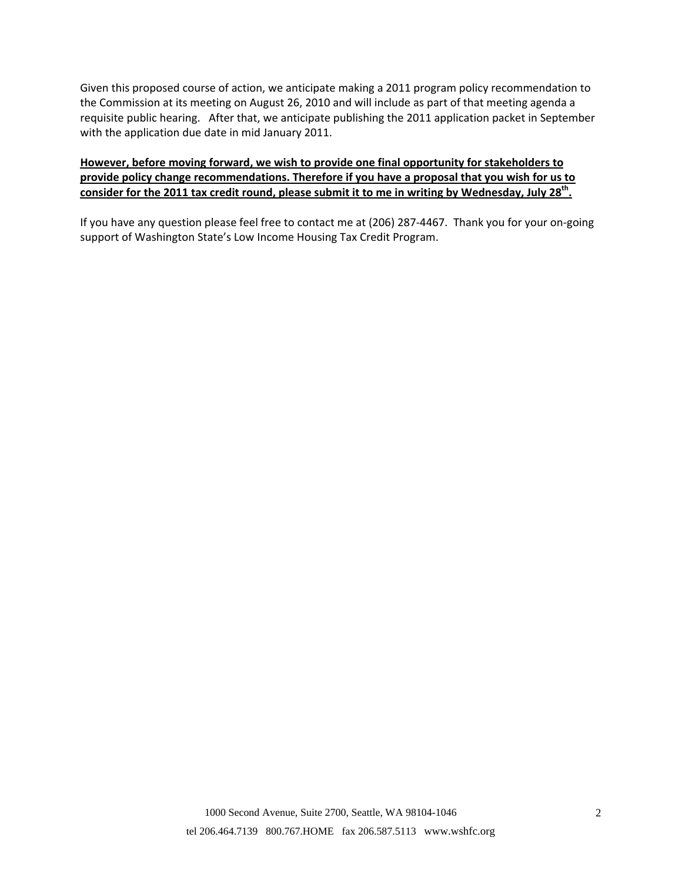Given this proposed course of action, we anticipate making a 2011 program policy recommendation to the Commission at its meeting on August 26, 2010 and will include as part of that meeting agenda a requisite public hearing. After that, we anticipate publishing the 2011 application packet in September with the application due date in mid January 2011.

**However, before moving forward, we wish to provide one final opportunity for stakeholders to provide policy change recommendations. Therefore if you have a proposal that you wish for us to consider for the 2011 tax credit round, please submit it to me in writing by Wednesday, July 28th.**

If you have any question please feel free to contact me at (206) 287-4467. Thank you for your on-going support of Washington State's Low Income Housing Tax Credit Program.

1000 Second Avenue, Suite 2700, Seattle, WA 98104-1046

tel 206.464.7139 800.767.HOME fax 206.587.5113 www.wshfc.org